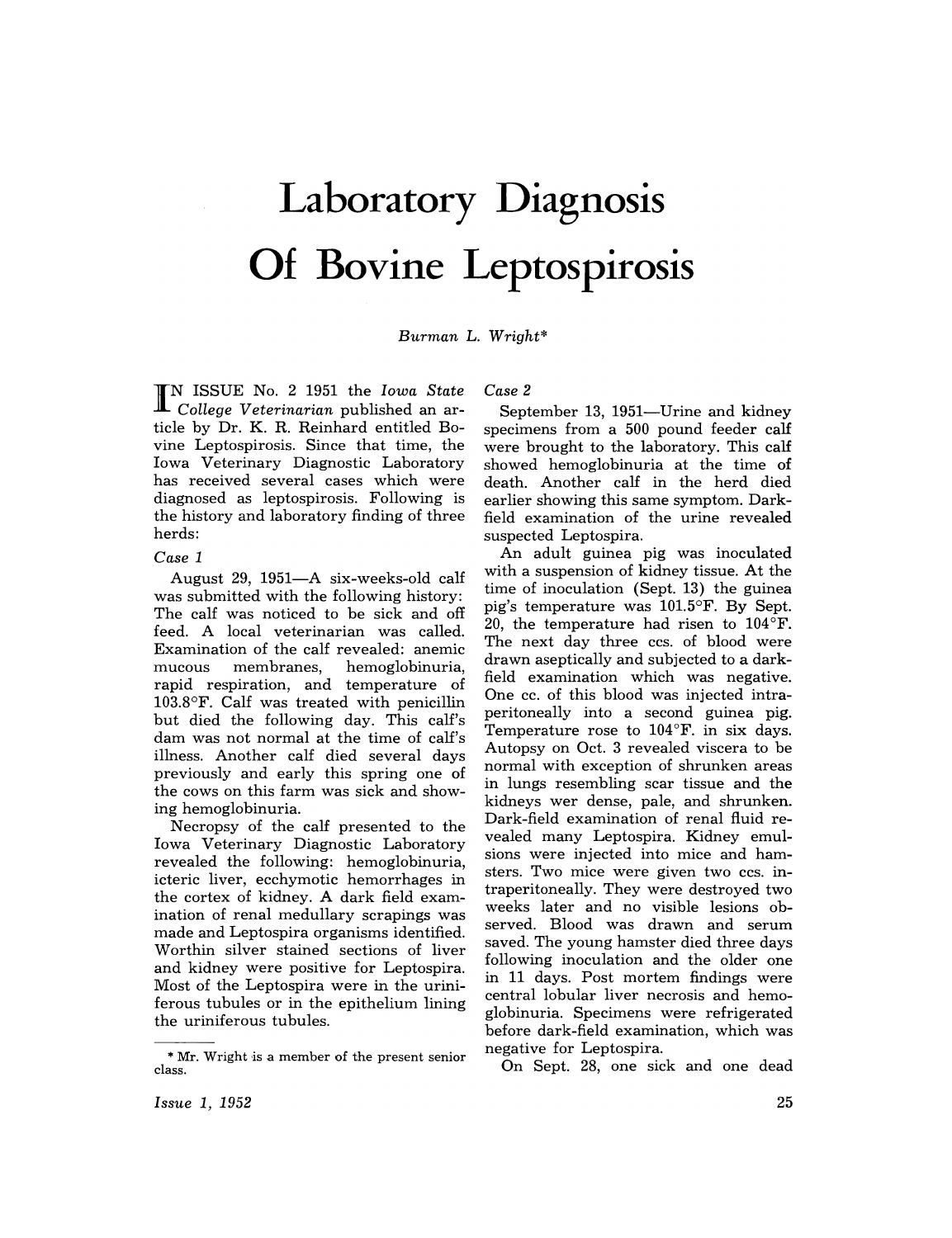# Laboratory Diagnosis Of Bovine Leptospirosis

*Burman L. Wright**

IN ISSUE No. 2 1951 the *Iowa State College Veterinarian* published an article by Dr. K. R. Reinhard entitled Bovine Leptospirosis. Since that time, the Iowa Veterinary Diagnostic Laboratory has received several cases which were diagnosed as leptospirosis. Following is the history and laboratory finding of three herds:

*Case 1*

August 29, 1951—A six-weeks-old calf was submitted with the following history: The calf was noticed to be sick and off feed. A local veterinarian was called. Examination of the calf revealed: anemic mucous membranes, hemoglobinuria, rapid respiration, and temperature of 103.8°F. Calf was treated with penicillin but died the following day. This calf's dam was not normal at the time of calf's illness. Another calf died several days previously and early this spring one of the cows on this farm was sick and showing hemoglobinuria.

Necropsy of the calf presented to the Iowa Veterinary Diagnostic Laboratory revealed the following: hemoglobinuria, icteric liver, ecchymotic hemorrhages in the cortex of kidney. A dark field examination of renal medullary scrapings was made and Leptospira organisms identified. Worthin silver stained sections of liver and kidney were positive for Leptospira. Most of the Leptospira were in the uriniferous tubules or in the epithelium lining the uriniferous tubules.

*Case 2*

September 13, 1951—Urine and kidney specimens from a 500 pound feeder calf were brought to the laboratory. This calf showed hemoglobinuria at the time of death. Another calf in the herd died earlier showing this same symptom. Dark-field examination of the urine revealed suspected Leptospira.

An adult guinea pig was inoculated with a suspension of kidney tissue. At the time of inoculation (Sept. 13) the guinea pig's temperature was 101.5°F. By Sept. 20, the temperature had risen to 104°F. The next day three ccs. of blood were drawn aseptically and subjected to a dark-field examination which was negative. One cc. of this blood was injected intraperitoneally into a second guinea pig. Temperature rose to 104°F. in six days. Autopsy on Oct. 3 revealed viscera to be normal with exception of shrunken areas in lungs resembling scar tissue and the kidneys wer dense, pale, and shrunken. Dark-field examination of renal fluid revealed many Leptospira. Kidney emulsions were injected into mice and hamsters. Two mice were given two ccs. intraperitoneally. They were destroyed two weeks later and no visible lesions observed. Blood was drawn and serum saved. The young hamster died three days following inoculation and the older one in 11 days. Post mortem findings were central lobular liver necrosis and hemoglobinuria. Specimens were refrigerated before dark-field examination, which was negative for Leptospira.

On Sept. 28, one sick and one dead

---

* Mr. Wright is a member of the present senior class.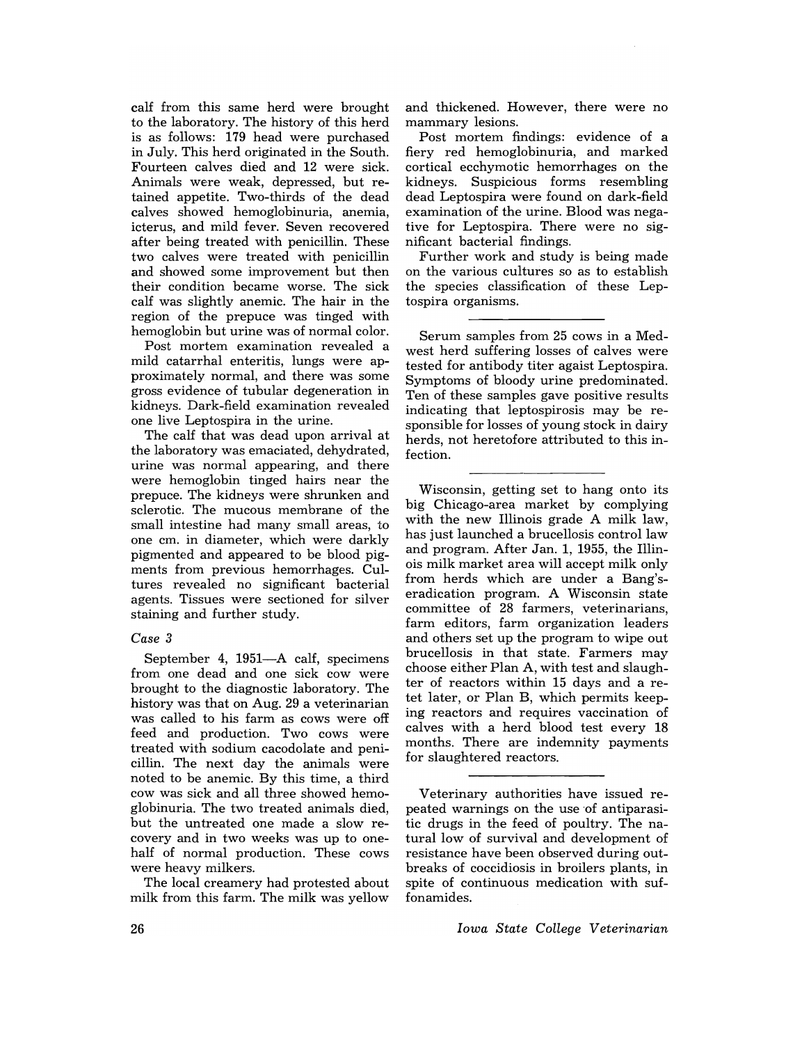calf from this same herd were brought to the laboratory. The history of this herd is as follows: 179 head were purchased in July. This herd originated in the South. Fourteen calves died and 12 were sick. Animals were weak, depressed, but retained appetite. Two-thirds of the dead calves showed hemoglobinuria, anemia, icterus, and mild fever. Seven recovered after being treated with penicillin. These two calves were treated with penicillin and showed some improvement but then their condition became worse. The sick calf was slightly anemic. The hair in the region of the prepuce was tinged with hemoglobin but urine was of normal color.

Post mortem examination revealed a mild catarrhal enteritis, lungs were approximately normal, and there was some gross evidence of tubular degeneration in kidneys. Dark-field examination revealed one live Leptospira in the urine.

The calf that was dead upon arrival at the laboratory was emaciated, dehydrated, urine was normal appearing, and there were hemoglobin tinged hairs near the prepuce. The kidneys were shrunken and sclerotic. The mucous membrane of the small intestine had many small areas, to one cm. in diameter, which were darkly pigmented and appeared to be blood pigments from previous hemorrhages. Cultures revealed no significant bacterial agents. Tissues were sectioned for silver staining and further study.

*Case 3*

September 4, 1951—A calf, specimens from one dead and one sick cow were brought to the diagnostic laboratory. The history was that on Aug. 29 a veterinarian was called to his farm as cows were off feed and production. Two cows were treated with sodium cacodolate and penicillin. The next day the animals were noted to be anemic. By this time, a third cow was sick and all three showed hemoglobinuria. The two treated animals died, but the untreated one made a slow recovery and in two weeks was up to one-half of normal production. These cows were heavy milkers.

The local creamery had protested about milk from this farm. The milk was yellow and thickened. However, there were no mammary lesions.

Post mortem findings: evidence of a fiery red hemoglobinuria, and marked cortical ecchymotic hemorrhages on the kidneys. Suspicious forms resembling dead Leptospira were found on dark-field examination of the urine. Blood was negative for Leptospira. There were no significant bacterial findings.

Further work and study is being made on the various cultures so as to establish the species classification of these Leptospira organisms.

---

Serum samples from 25 cows in a Medwest herd suffering losses of calves were tested for antibody titer agiast Leptospira. Symptoms of bloody urine predominated. Ten of these samples gave positive results indicating that leptospirosis may be responsible for losses of young stock in dairy herds, not heretofore attributed to this infection.

---

Wisconsin, getting set to hang onto its big Chicago-area market by complying with the new Illinois grade A milk law, has just launched a brucellosis control law and program. After Jan. 1, 1955, the Illinois milk market area will accept milk only from herds which are under a Bang's-eradication program. A Wisconsin state committee of 28 farmers, veterinarians, farm editors, farm organization leaders and others set up the program to wipe out brucellosis in that state. Farmers may choose either Plan A, with test and slaughter of reactors within 15 days and a retet later, or Plan B, which permits keeping reactors and requires vaccination of calves with a herd blood test every 18 months. There are indemnity payments for slaughtered reactors.

---

Veterinary authorities have issued repeated warnings on the use of antiparasitic drugs in the feed of poultry. The natural low of survival and development of resistance have been observed during outbreaks of coccidiosis in broilers plants, in spite of continuous medication with suffonamides.